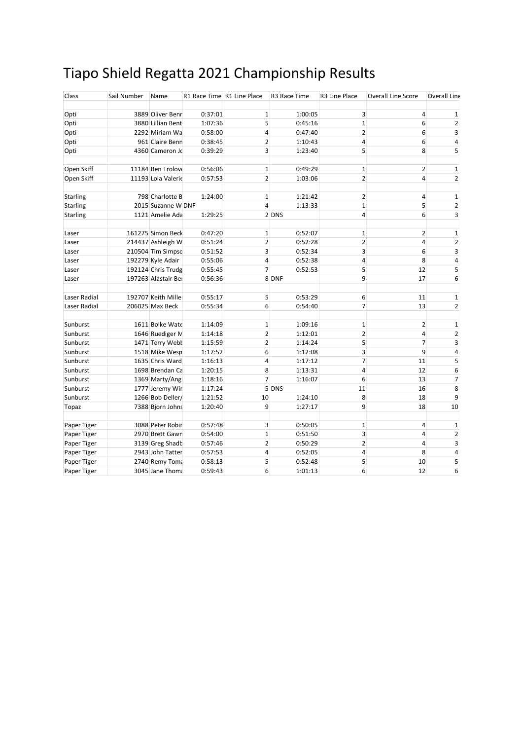# Tiapo Shield Regatta 2021 Championship Results

| Class | Sail Number | Name | R1 Race Time | R1 Line Place | R3 Race Time | R3 Line Place | Overall Line Score | Overall Line |
|---|---|---|---|---|---|---|---|---|
| | | | | | | | | |
| Opti | 3889 | Oliver Benr | 0:37:01 | 1 | 1:00:05 | 3 | 4 | 1 |
| Opti | 3880 | Lillian Bent | 1:07:36 | 5 | 0:45:16 | 1 | 6 | 2 |
| Opti | 2292 | Miriam Wa | 0:58:00 | 4 | 0:47:40 | 2 | 6 | 3 |
| Opti | 961 | Claire Benn | 0:38:45 | 2 | 1:10:43 | 4 | 6 | 4 |
| Opti | 4360 | Cameron Jc | 0:39:29 | 3 | 1:23:40 | 5 | 8 | 5 |
| | | | | | | | | |
| Open Skiff | 11184 | Ben Trolove | 0:56:06 | 1 | 0:49:29 | 1 | 2 | 1 |
| Open Skiff | 11193 | Lola Valerie | 0:57:53 | 2 | 1:03:06 | 2 | 4 | 2 |
| | | | | | | | | |
| Starling | 798 | Charlotte B | 1:24:00 | 1 | 1:21:42 | 2 | 4 | 1 |
| Starling | 2015 | Suzanne W | DNF | 4 | 1:13:33 | 1 | 5 | 2 |
| Starling | 1121 | Amelie Ada | 1:29:25 | 2 | DNS | 4 | 6 | 3 |
| | | | | | | | | |
| Laser | 161275 | Simon Beck | 0:47:20 | 1 | 0:52:07 | 1 | 2 | 1 |
| Laser | 214437 | Ashleigh W | 0:51:24 | 2 | 0:52:28 | 2 | 4 | 2 |
| Laser | 210504 | Tim Simpsc | 0:51:52 | 3 | 0:52:34 | 3 | 6 | 3 |
| Laser | 192279 | Kyle Adair | 0:55:06 | 4 | 0:52:38 | 4 | 8 | 4 |
| Laser | 192124 | Chris Trudg | 0:55:45 | 7 | 0:52:53 | 5 | 12 | 5 |
| Laser | 197263 | Alastair Be | 0:56:36 | 8 | DNF | 9 | 17 | 6 |
| | | | | | | | | |
| Laser Radial | 192707 | Keith Mille | 0:55:17 | 5 | 0:53:29 | 6 | 11 | 1 |
| Laser Radial | 206025 | Max Beck | 0:55:34 | 6 | 0:54:40 | 7 | 13 | 2 |
| | | | | | | | | |
| Sunburst | 1611 | Bolke Wate | 1:14:09 | 1 | 1:09:16 | 1 | 2 | 1 |
| Sunburst | 1646 | Ruediger M | 1:14:18 | 2 | 1:12:01 | 2 | 4 | 2 |
| Sunburst | 1471 | Terry Webb | 1:15:59 | 2 | 1:14:24 | 5 | 7 | 3 |
| Sunburst | 1518 | Mike Wesp | 1:17:52 | 6 | 1:12:08 | 3 | 9 | 4 |
| Sunburst | 1635 | Chris Ward | 1:16:13 | 4 | 1:17:12 | 7 | 11 | 5 |
| Sunburst | 1698 | Brendan Ca | 1:20:15 | 8 | 1:13:31 | 4 | 12 | 6 |
| Sunburst | 1369 | Marty/Ang | 1:18:16 | 7 | 1:16:07 | 6 | 13 | 7 |
| Sunburst | 1777 | Jeremy Wir | 1:17:24 | 5 | DNS | 11 | 16 | 8 |
| Sunburst | 1266 | Bob Deller/ | 1:21:52 | 10 | 1:24:10 | 8 | 18 | 9 |
| Topaz | 7388 | Bjorn Johns | 1:20:40 | 9 | 1:27:17 | 9 | 18 | 10 |
| | | | | | | | | |
| Paper Tiger | 3088 | Peter Robir | 0:57:48 | 3 | 0:50:05 | 1 | 4 | 1 |
| Paper Tiger | 2970 | Brett Gawn | 0:54:00 | 1 | 0:51:50 | 3 | 4 | 2 |
| Paper Tiger | 3139 | Greg Shadb | 0:57:46 | 2 | 0:50:29 | 2 | 4 | 3 |
| Paper Tiger | 2943 | John Tatter | 0:57:53 | 4 | 0:52:05 | 4 | 8 | 4 |
| Paper Tiger | 2740 | Remy Toma | 0:58:13 | 5 | 0:52:48 | 5 | 10 | 5 |
| Paper Tiger | 3045 | Jane Thoma | 0:59:43 | 6 | 1:01:13 | 6 | 12 | 6 |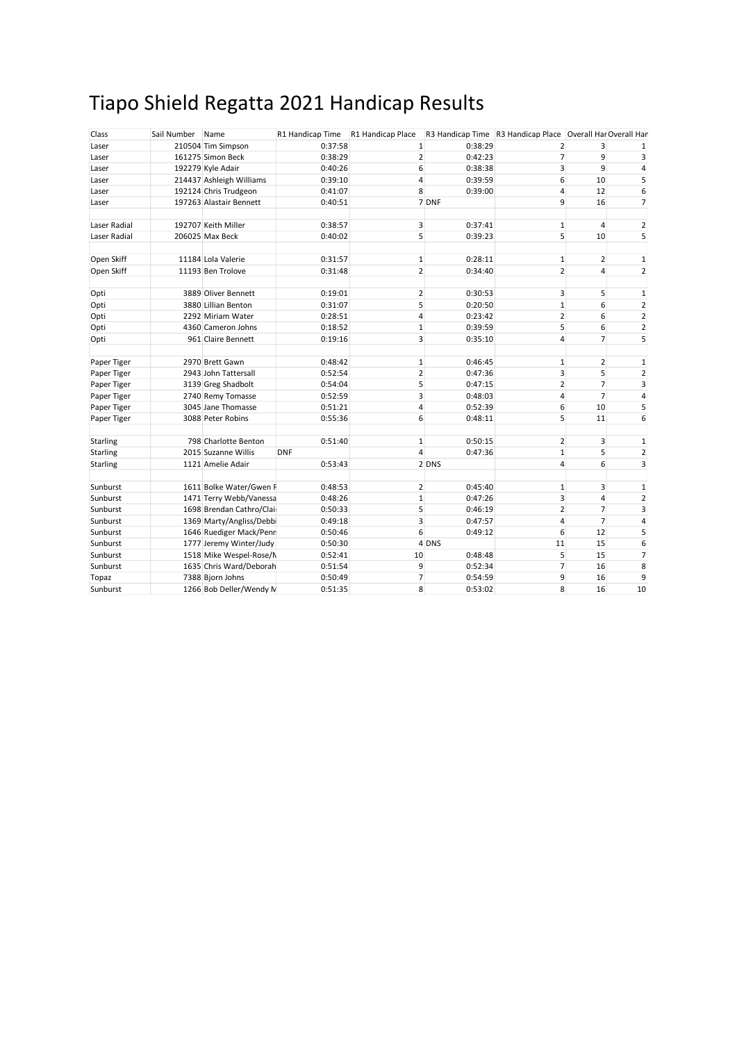# Tiapo Shield Regatta 2021 Handicap Results

| Class | Sail Number | Name | R1 Handicap Time | R1 Handicap Place | R3 Handicap Time | R3 Handicap Place | Overall Har | Overall Har |
|---|---|---|---|---|---|---|---|---|
| Laser | 210504 | Tim Simpson | 0:37:58 | 1 | 0:38:29 | 2 | 3 | 1 |
| Laser | 161275 | Simon Beck | 0:38:29 | 2 | 0:42:23 | 7 | 9 | 3 |
| Laser | 192279 | Kyle Adair | 0:40:26 | 6 | 0:38:38 | 3 | 9 | 4 |
| Laser | 214437 | Ashleigh Williams | 0:39:10 | 4 | 0:39:59 | 6 | 10 | 5 |
| Laser | 192124 | Chris Trudgeon | 0:41:07 | 8 | 0:39:00 | 4 | 12 | 6 |
| Laser | 197263 | Alastair Bennett | 0:40:51 | 7 | DNF | 9 | 16 | 7 |
| | | | | | | | | |
| Laser Radial | 192707 | Keith Miller | 0:38:57 | 3 | 0:37:41 | 1 | 4 | 2 |
| Laser Radial | 206025 | Max Beck | 0:40:02 | 5 | 0:39:23 | 5 | 10 | 5 |
| | | | | | | | | |
| Open Skiff | 11184 | Lola Valerie | 0:31:57 | 1 | 0:28:11 | 1 | 2 | 1 |
| Open Skiff | 11193 | Ben Trolove | 0:31:48 | 2 | 0:34:40 | 2 | 4 | 2 |
| | | | | | | | | |
| Opti | 3889 | Oliver Bennett | 0:19:01 | 2 | 0:30:53 | 3 | 5 | 1 |
| Opti | 3880 | Lillian Benton | 0:31:07 | 5 | 0:20:50 | 1 | 6 | 2 |
| Opti | 2292 | Miriam Water | 0:28:51 | 4 | 0:23:42 | 2 | 6 | 2 |
| Opti | 4360 | Cameron Johns | 0:18:52 | 1 | 0:39:59 | 5 | 6 | 2 |
| Opti | 961 | Claire Bennett | 0:19:16 | 3 | 0:35:10 | 4 | 7 | 5 |
| | | | | | | | | |
| Paper Tiger | 2970 | Brett Gawn | 0:48:42 | 1 | 0:46:45 | 1 | 2 | 1 |
| Paper Tiger | 2943 | John Tattersall | 0:52:54 | 2 | 0:47:36 | 3 | 5 | 2 |
| Paper Tiger | 3139 | Greg Shadbolt | 0:54:04 | 5 | 0:47:15 | 2 | 7 | 3 |
| Paper Tiger | 2740 | Remy Tomasse | 0:52:59 | 3 | 0:48:03 | 4 | 7 | 4 |
| Paper Tiger | 3045 | Jane Thomasse | 0:51:21 | 4 | 0:52:39 | 6 | 10 | 5 |
| Paper Tiger | 3088 | Peter Robins | 0:55:36 | 6 | 0:48:11 | 5 | 11 | 6 |
| | | | | | | | | |
| Starling | 798 | Charlotte Benton | 0:51:40 | 1 | 0:50:15 | 2 | 3 | 1 |
| Starling | 2015 | Suzanne Willis | DNF | 4 | 0:47:36 | 1 | 5 | 2 |
| Starling | 1121 | Amelie Adair | 0:53:43 | 2 | DNS | 4 | 6 | 3 |
| | | | | | | | | |
| Sunburst | 1611 | Bolke Water/Gwen F | 0:48:53 | 2 | 0:45:40 | 1 | 3 | 1 |
| Sunburst | 1471 | Terry Webb/Vanessa | 0:48:26 | 1 | 0:47:26 | 3 | 4 | 2 |
| Sunburst | 1698 | Brendan Cathro/Clai | 0:50:33 | 5 | 0:46:19 | 2 | 7 | 3 |
| Sunburst | 1369 | Marty/Angliss/Debbi | 0:49:18 | 3 | 0:47:57 | 4 | 7 | 4 |
| Sunburst | 1646 | Ruediger Mack/Penn | 0:50:46 | 6 | 0:49:12 | 6 | 12 | 5 |
| Sunburst | 1777 | Jeremy Winter/Judy | 0:50:30 | 4 | DNS | 11 | 15 | 6 |
| Sunburst | 1518 | Mike Wespel-Rose/M | 0:52:41 | 10 | 0:48:48 | 5 | 15 | 7 |
| Sunburst | 1635 | Chris Ward/Deborah | 0:51:54 | 9 | 0:52:34 | 7 | 16 | 8 |
| Topaz | 7388 | Bjorn Johns | 0:50:49 | 7 | 0:54:59 | 9 | 16 | 9 |
| Sunburst | 1266 | Bob Deller/Wendy M | 0:51:35 | 8 | 0:53:02 | 8 | 16 | 10 |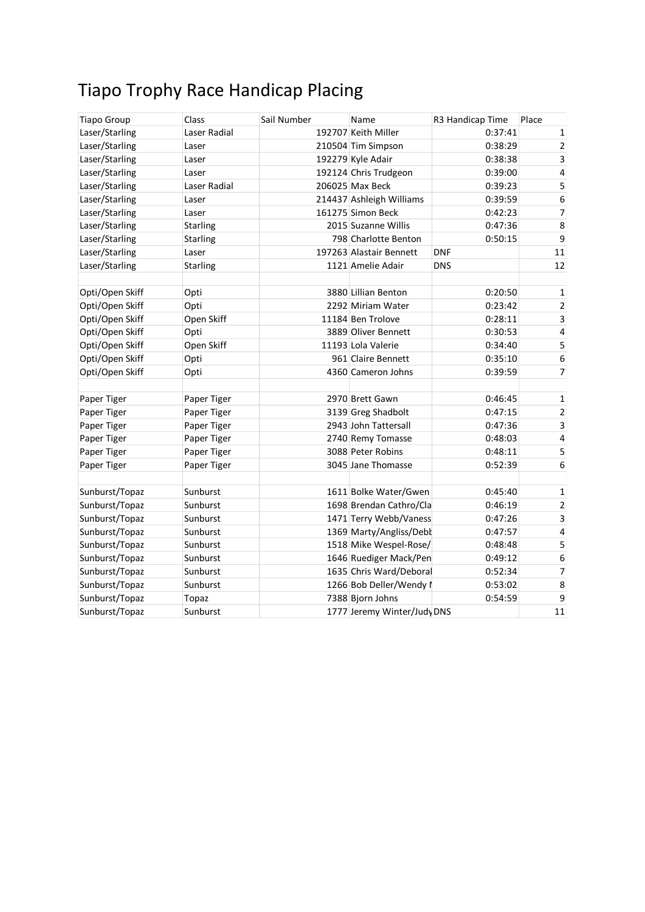# Tiapo Trophy Race Handicap Placing

| Tiapo Group | Class | Sail Number | Name | R3 Handicap Time | Place |
|---|---|---|---|---|---|
| Laser/Starling | Laser Radial | 192707 | Keith Miller | 0:37:41 | 1 |
| Laser/Starling | Laser | 210504 | Tim Simpson | 0:38:29 | 2 |
| Laser/Starling | Laser | 192279 | Kyle Adair | 0:38:38 | 3 |
| Laser/Starling | Laser | 192124 | Chris Trudgeon | 0:39:00 | 4 |
| Laser/Starling | Laser Radial | 206025 | Max Beck | 0:39:23 | 5 |
| Laser/Starling | Laser | 214437 | Ashleigh Williams | 0:39:59 | 6 |
| Laser/Starling | Laser | 161275 | Simon Beck | 0:42:23 | 7 |
| Laser/Starling | Starling | 2015 | Suzanne Willis | 0:47:36 | 8 |
| Laser/Starling | Starling | 798 | Charlotte Benton | 0:50:15 | 9 |
| Laser/Starling | Laser | 197263 | Alastair Bennett | DNF | 11 |
| Laser/Starling | Starling | 1121 | Amelie Adair | DNS | 12 |
| | | | | | |
| Opti/Open Skiff | Opti | 3880 | Lillian Benton | 0:20:50 | 1 |
| Opti/Open Skiff | Opti | 2292 | Miriam Water | 0:23:42 | 2 |
| Opti/Open Skiff | Open Skiff | 11184 | Ben Trolove | 0:28:11 | 3 |
| Opti/Open Skiff | Opti | 3889 | Oliver Bennett | 0:30:53 | 4 |
| Opti/Open Skiff | Open Skiff | 11193 | Lola Valerie | 0:34:40 | 5 |
| Opti/Open Skiff | Opti | 961 | Claire Bennett | 0:35:10 | 6 |
| Opti/Open Skiff | Opti | 4360 | Cameron Johns | 0:39:59 | 7 |
| | | | | | |
| Paper Tiger | Paper Tiger | 2970 | Brett Gawn | 0:46:45 | 1 |
| Paper Tiger | Paper Tiger | 3139 | Greg Shadbolt | 0:47:15 | 2 |
| Paper Tiger | Paper Tiger | 2943 | John Tattersall | 0:47:36 | 3 |
| Paper Tiger | Paper Tiger | 2740 | Remy Tomasse | 0:48:03 | 4 |
| Paper Tiger | Paper Tiger | 3088 | Peter Robins | 0:48:11 | 5 |
| Paper Tiger | Paper Tiger | 3045 | Jane Thomasse | 0:52:39 | 6 |
| | | | | | |
| Sunburst/Topaz | Sunburst | 1611 | Bolke Water/Gwen | 0:45:40 | 1 |
| Sunburst/Topaz | Sunburst | 1698 | Brendan Cathro/Cla | 0:46:19 | 2 |
| Sunburst/Topaz | Sunburst | 1471 | Terry Webb/Vaness | 0:47:26 | 3 |
| Sunburst/Topaz | Sunburst | 1369 | Marty/Angliss/Debb | 0:47:57 | 4 |
| Sunburst/Topaz | Sunburst | 1518 | Mike Wespel-Rose/ | 0:48:48 | 5 |
| Sunburst/Topaz | Sunburst | 1646 | Ruediger Mack/Pen | 0:49:12 | 6 |
| Sunburst/Topaz | Sunburst | 1635 | Chris Ward/Deboral | 0:52:34 | 7 |
| Sunburst/Topaz | Sunburst | 1266 | Bob Deller/Wendy I | 0:53:02 | 8 |
| Sunburst/Topaz | Topaz | 7388 | Bjorn Johns | 0:54:59 | 9 |
| Sunburst/Topaz | Sunburst | 1777 | Jeremy Winter/Judy | DNS | 11 |